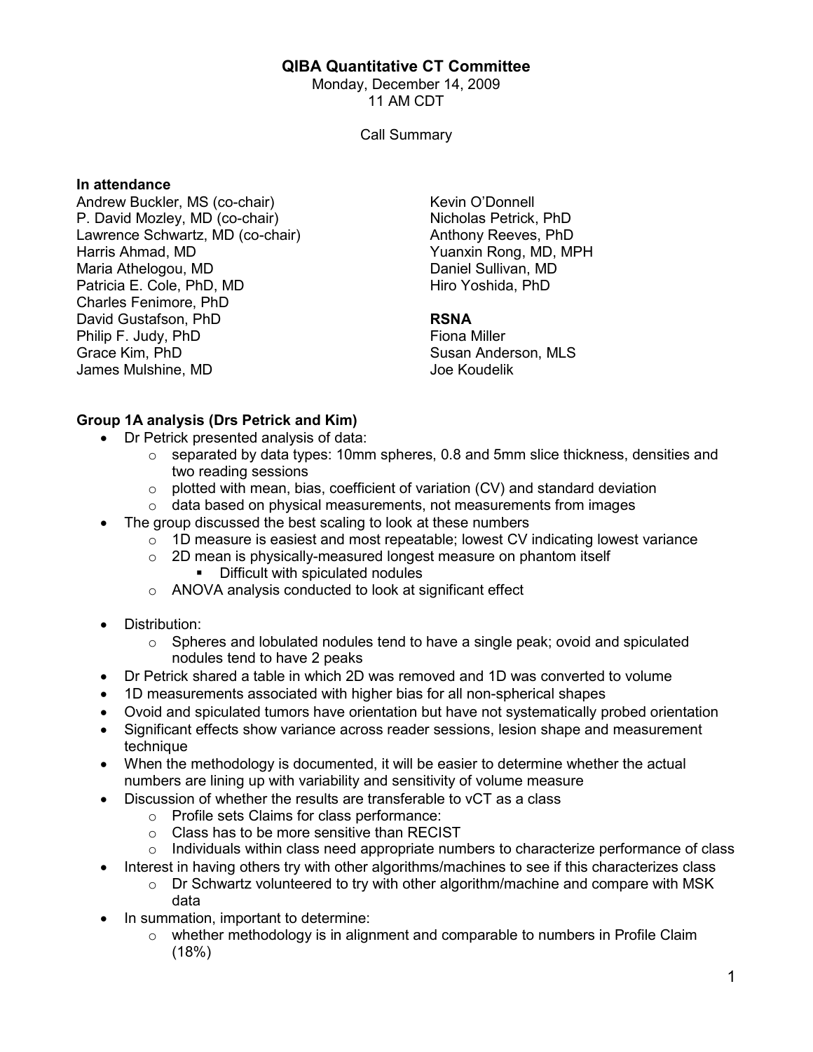# QIBA Quantitative CT Committee

Monday, December 14, 2009
11 AM CDT

Call Summary

**In attendance**

Andrew Buckler, MS (co-chair)
P. David Mozley, MD (co-chair)
Lawrence Schwartz, MD (co-chair)
Harris Ahmad, MD
Maria Athelogou, MD
Patricia E. Cole, PhD, MD
Charles Fenimore, PhD
David Gustafson, PhD
Philip F. Judy, PhD
Grace Kim, PhD
James Mulshine, MD
Kevin O'Donnell
Nicholas Petrick, PhD
Anthony Reeves, PhD
Yuanxin Rong, MD, MPH
Daniel Sullivan, MD
Hiro Yoshida, PhD

**RSNA**

Fiona Miller
Susan Anderson, MLS
Joe Koudelik

**Group 1A analysis (Drs Petrick and Kim)**

- Dr Petrick presented analysis of data:
  - separated by data types: 10mm spheres, 0.8 and 5mm slice thickness, densities and two reading sessions
  - plotted with mean, bias, coefficient of variation (CV) and standard deviation
  - data based on physical measurements, not measurements from images
- The group discussed the best scaling to look at these numbers
  - 1D measure is easiest and most repeatable; lowest CV indicating lowest variance
  - 2D mean is physically-measured longest measure on phantom itself
    - Difficult with spiculated nodules
  - ANOVA analysis conducted to look at significant effect

- Distribution:
  - Spheres and lobulated nodules tend to have a single peak; ovoid and spiculated nodules tend to have 2 peaks
- Dr Petrick shared a table in which 2D was removed and 1D was converted to volume
- 1D measurements associated with higher bias for all non-spherical shapes
- Ovoid and spiculated tumors have orientation but have not systematically probed orientation
- Significant effects show variance across reader sessions, lesion shape and measurement technique
- When the methodology is documented, it will be easier to determine whether the actual numbers are lining up with variability and sensitivity of volume measure
- Discussion of whether the results are transferable to vCT as a class
  - Profile sets Claims for class performance:
  - Class has to be more sensitive than RECIST
  - Individuals within class need appropriate numbers to characterize performance of class
- Interest in having others try with other algorithms/machines to see if this characterizes class
  - Dr Schwartz volunteered to try with other algorithm/machine and compare with MSK data
- In summation, important to determine:
  - whether methodology is in alignment and comparable to numbers in Profile Claim (18%)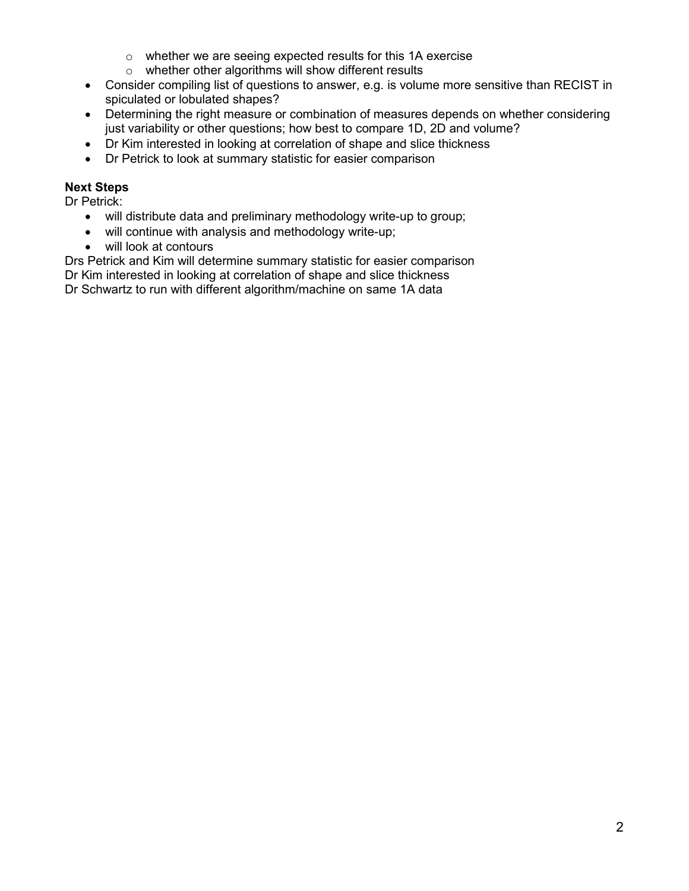- whether we are seeing expected results for this 1A exercise
    - whether other algorithms will show different results
- Consider compiling list of questions to answer, e.g. is volume more sensitive than RECIST in spiculated or lobulated shapes?
- Determining the right measure or combination of measures depends on whether considering just variability or other questions; how best to compare 1D, 2D and volume?
- Dr Kim interested in looking at correlation of shape and slice thickness
- Dr Petrick to look at summary statistic for easier comparison

**Next Steps**

Dr Petrick:

- will distribute data and preliminary methodology write-up to group;
- will continue with analysis and methodology write-up;
- will look at contours

Drs Petrick and Kim will determine summary statistic for easier comparison

Dr Kim interested in looking at correlation of shape and slice thickness

Dr Schwartz to run with different algorithm/machine on same 1A data